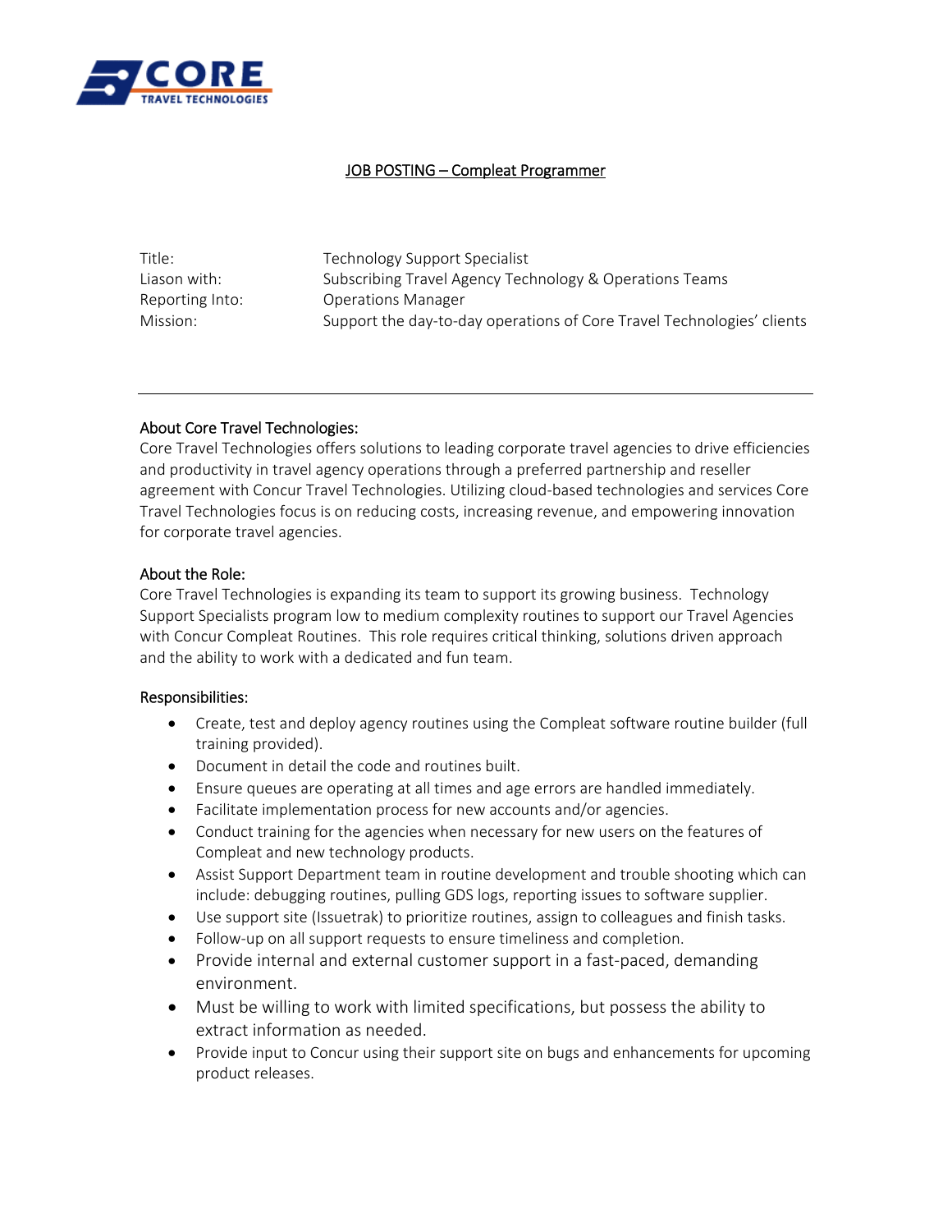# JOB POSTING – Compleat Programmer

| | |
|---|---|
| Title: | Technology Support Specialist |
| Liason with: | Subscribing Travel Agency Technology & Operations Teams |
| Reporting Into: | Operations Manager |
| Mission: | Support the day-to-day operations of Core Travel Technologies' clients |

---

## About Core Travel Technologies:

Core Travel Technologies offers solutions to leading corporate travel agencies to drive efficiencies and productivity in travel agency operations through a preferred partnership and reseller agreement with Concur Travel Technologies. Utilizing cloud-based technologies and services Core Travel Technologies focus is on reducing costs, increasing revenue, and empowering innovation for corporate travel agencies.

## About the Role:

Core Travel Technologies is expanding its team to support its growing business. Technology Support Specialists program low to medium complexity routines to support our Travel Agencies with Concur Compleat Routines. This role requires critical thinking, solutions driven approach and the ability to work with a dedicated and fun team.

## Responsibilities:

- Create, test and deploy agency routines using the Compleat software routine builder (full training provided).
- Document in detail the code and routines built.
- Ensure queues are operating at all times and age errors are handled immediately.
- Facilitate implementation process for new accounts and/or agencies.
- Conduct training for the agencies when necessary for new users on the features of Compleat and new technology products.
- Assist Support Department team in routine development and trouble shooting which can include: debugging routines, pulling GDS logs, reporting issues to software supplier.
- Use support site (Issuetrak) to prioritize routines, assign to colleagues and finish tasks.
- Follow-up on all support requests to ensure timeliness and completion.
- Provide internal and external customer support in a fast-paced, demanding environment.
- Must be willing to work with limited specifications, but possess the ability to extract information as needed.
- Provide input to Concur using their support site on bugs and enhancements for upcoming product releases.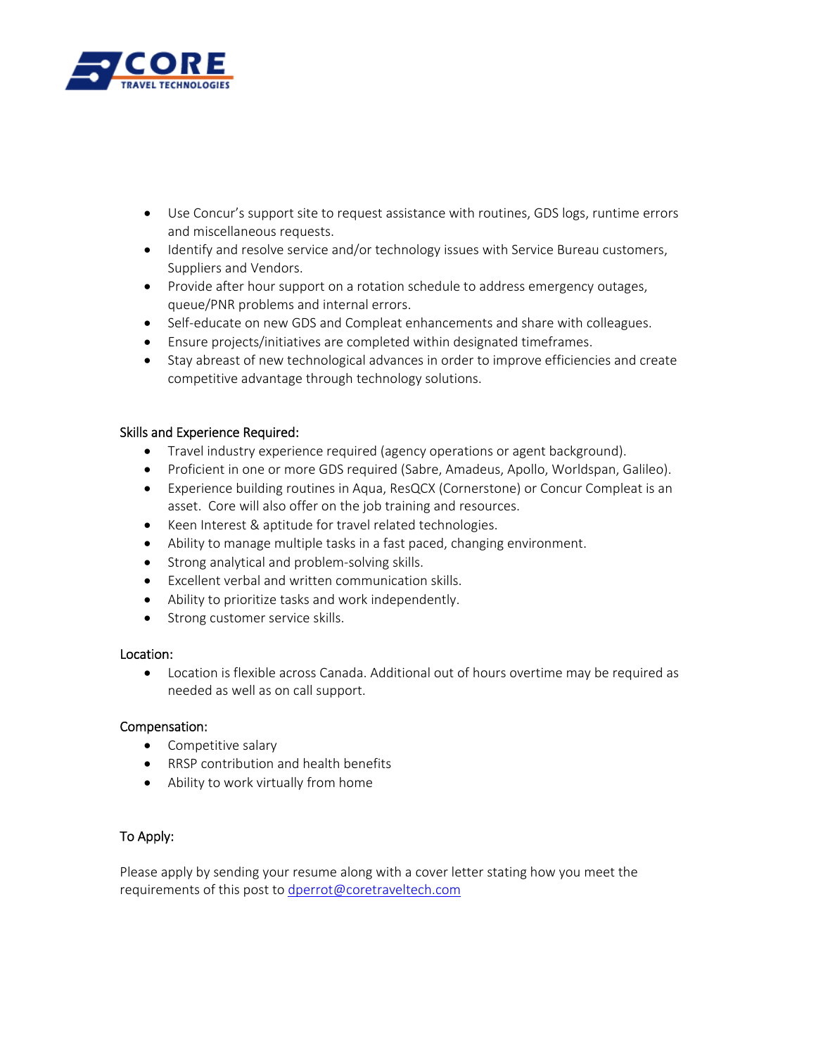- Use Concur's support site to request assistance with routines, GDS logs, runtime errors and miscellaneous requests.
- Identify and resolve service and/or technology issues with Service Bureau customers, Suppliers and Vendors.
- Provide after hour support on a rotation schedule to address emergency outages, queue/PNR problems and internal errors.
- Self-educate on new GDS and Compleat enhancements and share with colleagues.
- Ensure projects/initiatives are completed within designated timeframes.
- Stay abreast of new technological advances in order to improve efficiencies and create competitive advantage through technology solutions.

Skills and Experience Required:

- Travel industry experience required (agency operations or agent background).
- Proficient in one or more GDS required (Sabre, Amadeus, Apollo, Worldspan, Galileo).
- Experience building routines in Aqua, ResQCX (Cornerstone) or Concur Compleat is an asset. Core will also offer on the job training and resources.
- Keen Interest & aptitude for travel related technologies.
- Ability to manage multiple tasks in a fast paced, changing environment.
- Strong analytical and problem-solving skills.
- Excellent verbal and written communication skills.
- Ability to prioritize tasks and work independently.
- Strong customer service skills.

Location:

- Location is flexible across Canada. Additional out of hours overtime may be required as needed as well as on call support.

Compensation:

- Competitive salary
- RRSP contribution and health benefits
- Ability to work virtually from home

To Apply:

Please apply by sending your resume along with a cover letter stating how you meet the requirements of this post to dperrot@coretraveltech.com